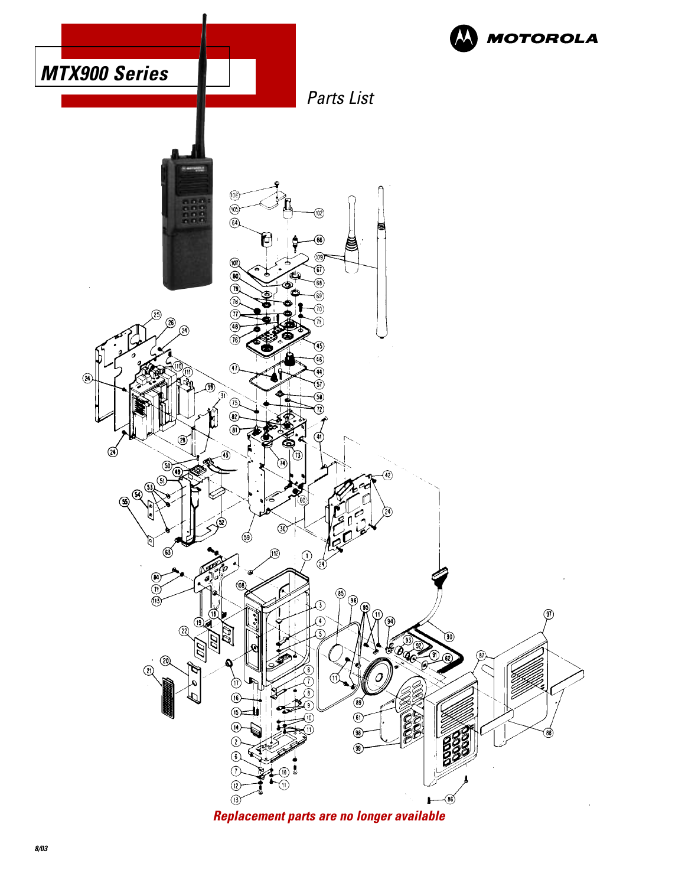# MTX900 Series

MOTOROLA

*Parts List*

***Replacement parts are no longer available***

8/03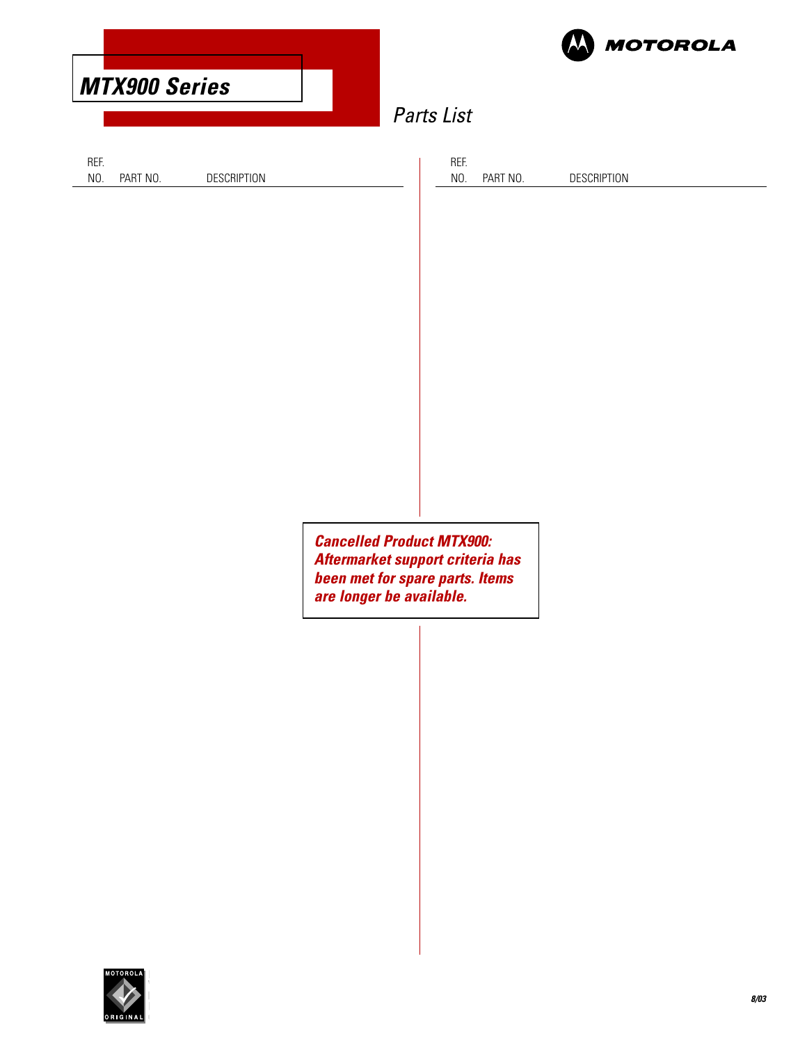# MTX900 Series

## Parts List

| REF. NO. | PART NO. | DESCRIPTION |
| --- | --- | --- |

| REF. NO. | PART NO. | DESCRIPTION |
| --- | --- | --- |

***Cancelled Product MTX900: Aftermarket support criteria has been met for spare parts. Items are longer be available.***

8/03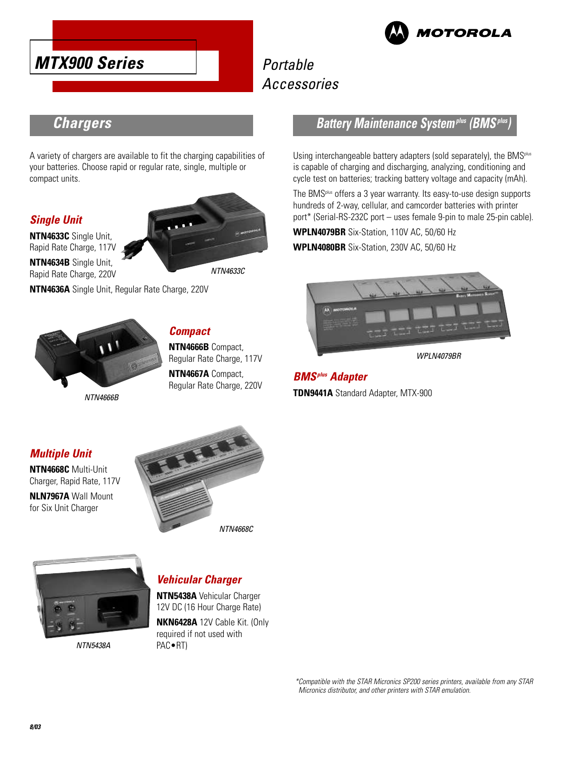# MTX900 Series

Portable Accessories

## Chargers

A variety of chargers are available to fit the charging capabilities of your batteries. Choose rapid or regular rate, single, multiple or compact units.

### *Single Unit*

**NTN4633C** Single Unit, Rapid Rate Charge, 117V

**NTN4634B** Single Unit, Rapid Rate Charge, 220V

*NTN4633C*

**NTN4636A** Single Unit, Regular Rate Charge, 220V

*NTN4666B*

### *Compact*

**NTN4666B** Compact, Regular Rate Charge, 117V

**NTN4667A** Compact, Regular Rate Charge, 220V

### *Multiple Unit*

**NTN4668C** Multi-Unit Charger, Rapid Rate, 117V

**NLN7967A** Wall Mount for Six Unit Charger

*NTN4668C*

*NTN5438A*

### *Vehicular Charger*

**NTN5438A** Vehicular Charger 12V DC (16 Hour Charge Rate)

**NKN6428A** 12V Cable Kit. (Only required if not used with PAC•RT)

## Battery Maintenance System[plus] (BMS[plus])

Using interchangeable battery adapters (sold separately), the BMS[plus] is capable of charging and discharging, analyzing, conditioning and cycle test on batteries; tracking battery voltage and capacity (mAh).

The BMS[plus] offers a 3 year warranty. Its easy-to-use design supports hundreds of 2-way, cellular, and camcorder batteries with printer port* (Serial-RS-232C port – uses female 9-pin to male 25-pin cable).

**WPLN4079BR** Six-Station, 110V AC, 50/60 Hz

**WPLN4080BR** Six-Station, 230V AC, 50/60 Hz

*WPLN4079BR*

### *BMS[plus] Adapter*

**TDN9441A** Standard Adapter, MTX-900

*Compatible with the STAR Micronics SP200 series printers, available from any STAR Micronics distributor, and other printers with STAR emulation.

8/03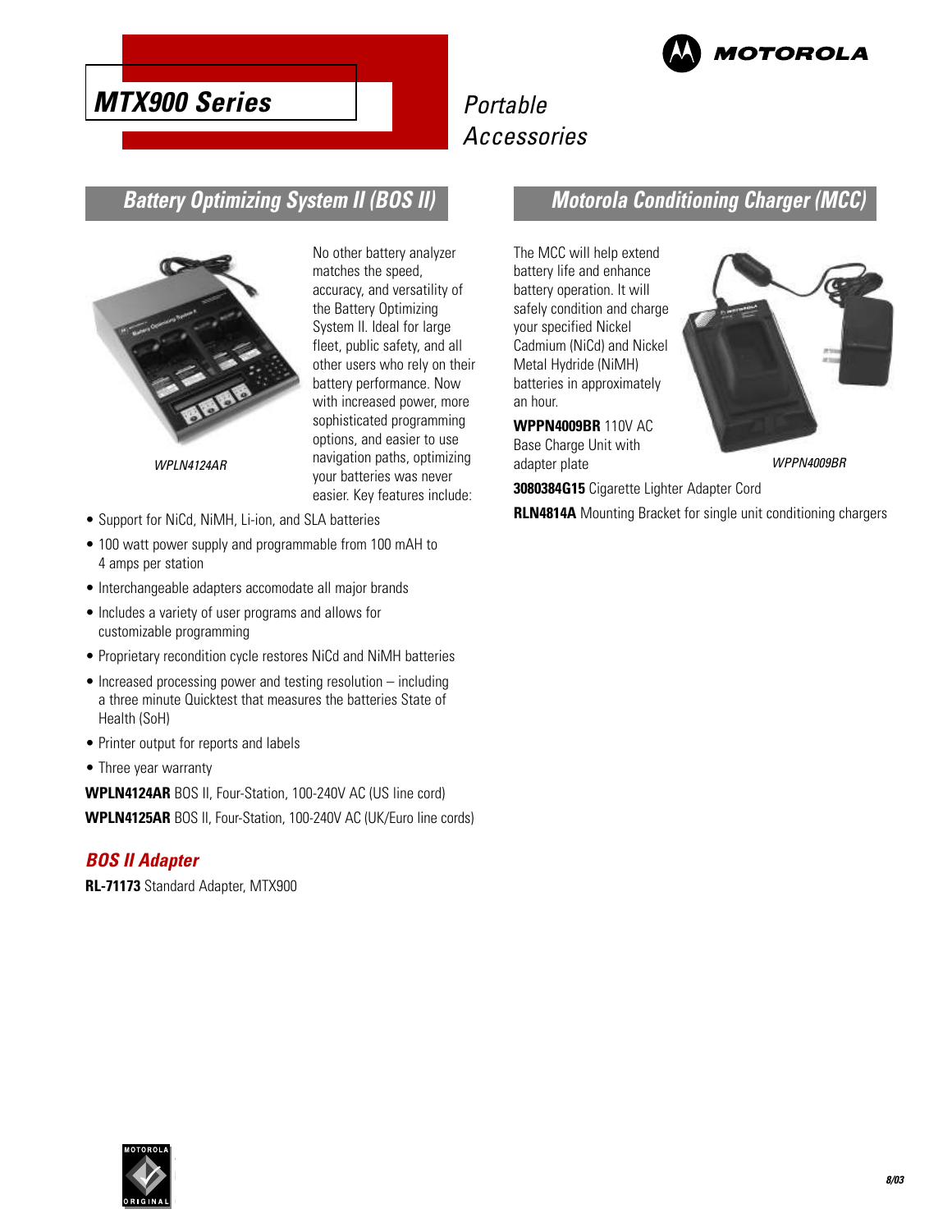# MTX900 Series

Portable Accessories

## Battery Optimizing System II (BOS II)

WPLN4124AR

No other battery analyzer matches the speed, accuracy, and versatility of the Battery Optimizing System II. Ideal for large fleet, public safety, and all other users who rely on their battery performance. Now with increased power, more sophisticated programming options, and easier to use navigation paths, optimizing your batteries was never easier. Key features include:

- Support for NiCd, NiMH, Li-ion, and SLA batteries
- 100 watt power supply and programmable from 100 mAH to 4 amps per station
- Interchangeable adapters accomodate all major brands
- Includes a variety of user programs and allows for customizable programming
- Proprietary recondition cycle restores NiCd and NiMH batteries
- Increased processing power and testing resolution – including a three minute Quicktest that measures the batteries State of Health (SoH)
- Printer output for reports and labels
- Three year warranty

**WPLN4124AR** BOS II, Four-Station, 100-240V AC (US line cord)

**WPLN4125AR** BOS II, Four-Station, 100-240V AC (UK/Euro line cords)

### BOS II Adapter

**RL-71173** Standard Adapter, MTX900

## Motorola Conditioning Charger (MCC)

The MCC will help extend battery life and enhance battery operation. It will safely condition and charge your specified Nickel Cadmium (NiCd) and Nickel Metal Hydride (NiMH) batteries in approximately an hour.

**WPPN4009BR** 110V AC Base Charge Unit with adapter plate

WPPN4009BR

**3080384G15** Cigarette Lighter Adapter Cord

**RLN4814A** Mounting Bracket for single unit conditioning chargers

8/03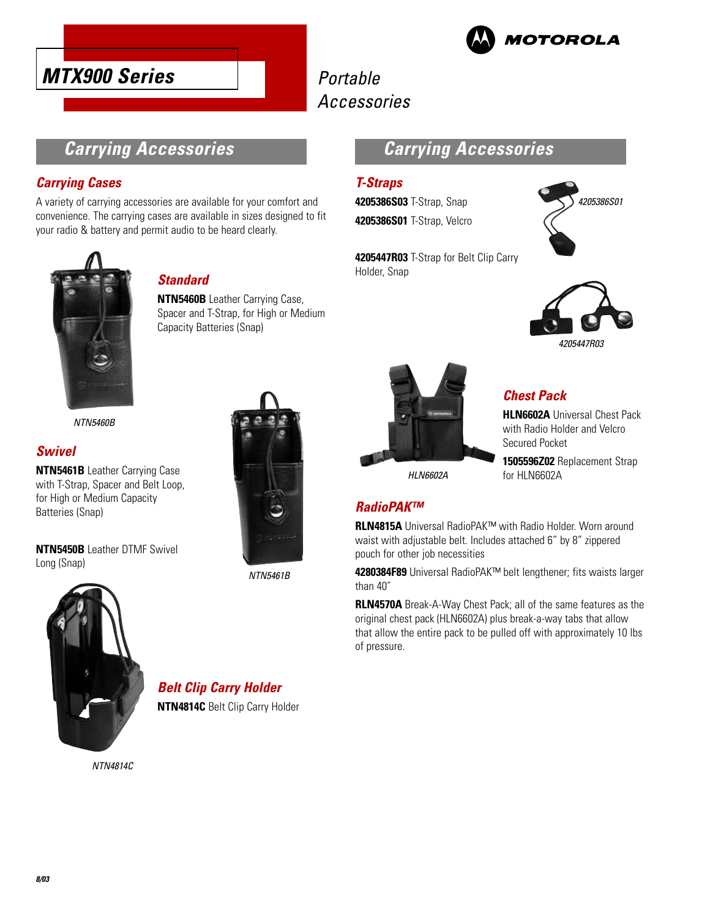# MTX900 Series

Portable Accessories

## Carrying Accessories

### Carrying Cases

A variety of carrying accessories are available for your comfort and convenience. The carrying cases are available in sizes designed to fit your radio & battery and permit audio to be heard clearly.

### Standard

**NTN5460B** Leather Carrying Case, Spacer and T-Strap, for High or Medium Capacity Batteries (Snap)

NTN5460B

### Swivel

**NTN5461B** Leather Carrying Case with T-Strap, Spacer and Belt Loop, for High or Medium Capacity Batteries (Snap)

**NTN5450B** Leather DTMF Swivel Long (Snap)

NTN5461B

### Belt Clip Carry Holder

**NTN4814C** Belt Clip Carry Holder

NTN4814C

## Carrying Accessories

### T-Straps

**4205386S03** T-Strap, Snap

**4205386S01** T-Strap, Velcro

**4205447R03** T-Strap for Belt Clip Carry Holder, Snap

4205386S01

4205447R03

### Chest Pack

**HLN6602A** Universal Chest Pack with Radio Holder and Velcro Secured Pocket

**1505596Z02** Replacement Strap for HLN6602A

HLN6602A

### RadioPAK™

**RLN4815A** Universal RadioPAK™ with Radio Holder. Worn around waist with adjustable belt. Includes attached 6" by 8" zippered pouch for other job necessities

**4280384F89** Universal RadioPAK™ belt lengthener; fits waists larger than 40˝

**RLN4570A** Break-A-Way Chest Pack; all of the same features as the original chest pack (HLN6602A) plus break-a-way tabs that allow that allow the entire pack to be pulled off with approximately 10 lbs of pressure.

8/03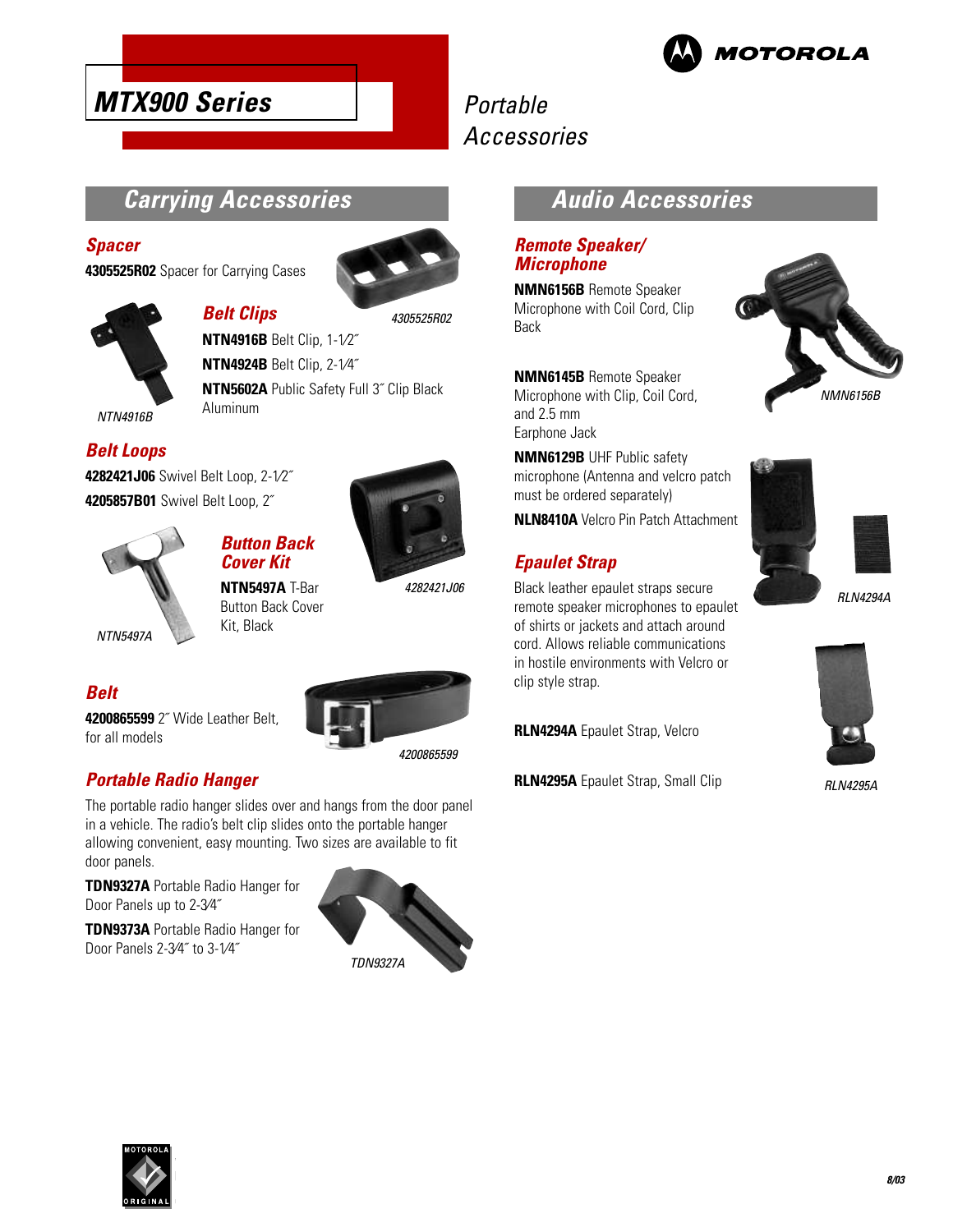# MTX900 Series

Portable Accessories

## Carrying Accessories

### Spacer

**4305525R02** Spacer for Carrying Cases

4305525R02

### Belt Clips

**NTN4916B** Belt Clip, 1-1⁄2″

**NTN4924B** Belt Clip, 2-1⁄4″

**NTN5602A** Public Safety Full 3″ Clip Black Aluminum

NTN4916B

### Belt Loops

**4282421J06** Swivel Belt Loop, 2-1⁄2″

**4205857B01** Swivel Belt Loop, 2″

4282421J06

### Button Back Cover Kit

**NTN5497A** T-Bar Button Back Cover Kit, Black

NTN5497A

### Belt

**4200865599** 2″ Wide Leather Belt, for all models

4200865599

### Portable Radio Hanger

The portable radio hanger slides over and hangs from the door panel in a vehicle. The radio's belt clip slides onto the portable hanger allowing convenient, easy mounting. Two sizes are available to fit door panels.

**TDN9327A** Portable Radio Hanger for Door Panels up to 2-3⁄4″

**TDN9373A** Portable Radio Hanger for Door Panels 2-3⁄4″ to 3-1⁄4″

TDN9327A

## Audio Accessories

### Remote Speaker/ Microphone

**NMN6156B** Remote Speaker Microphone with Coil Cord, Clip Back

**NMN6145B** Remote Speaker Microphone with Clip, Coil Cord, and 2.5 mm Earphone Jack

**NMN6129B** UHF Public safety microphone (Antenna and velcro patch must be ordered separately)

**NLN8410A** Velcro Pin Patch Attachment

NMN6156B

### Epaulet Strap

Black leather epaulet straps secure remote speaker microphones to epaulet of shirts or jackets and attach around cord. Allows reliable communications in hostile environments with Velcro or clip style strap.

**RLN4294A** Epaulet Strap, Velcro

**RLN4295A** Epaulet Strap, Small Clip

RLN4294A

RLN4295A

8/03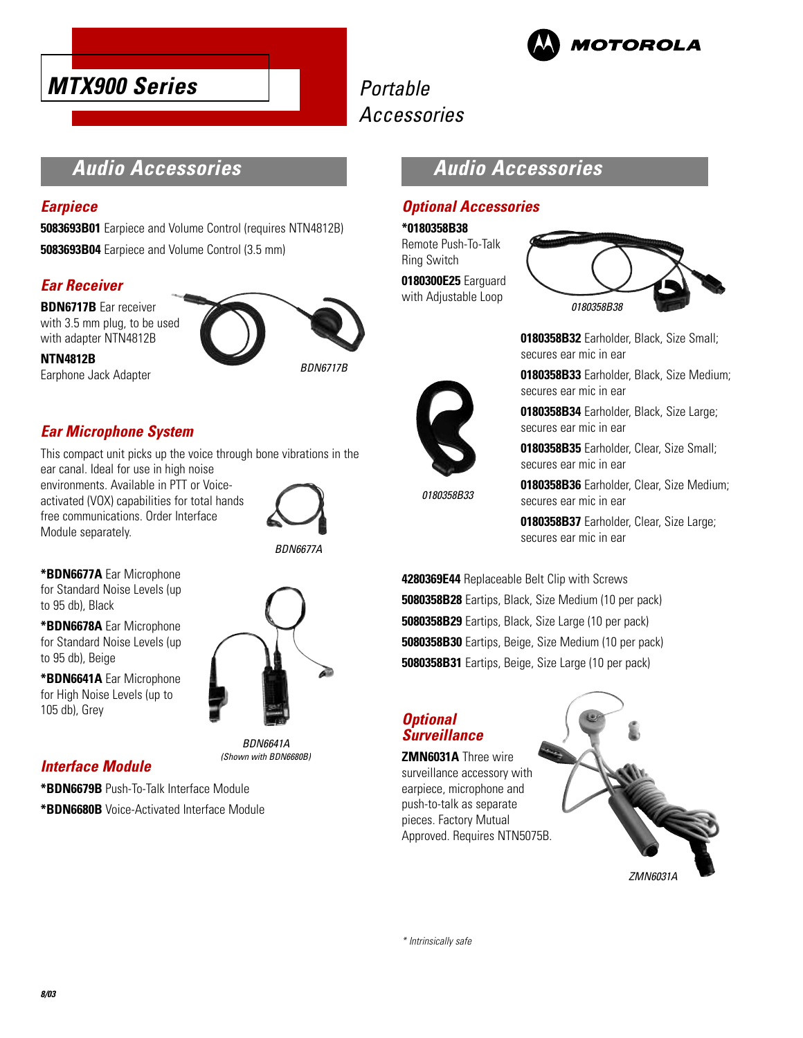# MTX900 Series

Portable Accessories

## Audio Accessories

### Earpiece

**5083693B01** Earpiece and Volume Control (requires NTN4812B)

**5083693B04** Earpiece and Volume Control (3.5 mm)

### Ear Receiver

**BDN6717B** Ear receiver with 3.5 mm plug, to be used with adapter NTN4812B

**NTN4812B** Earphone Jack Adapter

*BDN6717B*

### Ear Microphone System

This compact unit picks up the voice through bone vibrations in the ear canal. Ideal for use in high noise environments. Available in PTT or Voice-activated (VOX) capabilities for total hands free communications. Order Interface Module separately.

*BDN6677A*

***BDN6677A** Ear Microphone for Standard Noise Levels (up to 95 db), Black

***BDN6678A** Ear Microphone for Standard Noise Levels (up to 95 db), Beige

***BDN6641A** Ear Microphone for High Noise Levels (up to 105 db), Grey

*BDN6641A (Shown with BDN6680B)*

### Interface Module

***BDN6679B** Push-To-Talk Interface Module

***BDN6680B** Voice-Activated Interface Module

## Audio Accessories

### Optional Accessories

***0180358B38** Remote Push-To-Talk Ring Switch

**0180300E25** Earguard with Adjustable Loop

*0180358B38*

*0180358B33*

**0180358B32** Earholder, Black, Size Small; secures ear mic in ear

**0180358B33** Earholder, Black, Size Medium; secures ear mic in ear

**0180358B34** Earholder, Black, Size Large; secures ear mic in ear

**0180358B35** Earholder, Clear, Size Small; secures ear mic in ear

**0180358B36** Earholder, Clear, Size Medium; secures ear mic in ear

**0180358B37** Earholder, Clear, Size Large; secures ear mic in ear

**4280369E44** Replaceable Belt Clip with Screws

**5080358B28** Eartips, Black, Size Medium (10 per pack)

**5080358B29** Eartips, Black, Size Large (10 per pack)

**5080358B30** Eartips, Beige, Size Medium (10 per pack)

**5080358B31** Eartips, Beige, Size Large (10 per pack)

### Optional Surveillance

**ZMN6031A** Three wire surveillance accessory with earpiece, microphone and push-to-talk as separate pieces. Factory Mutual Approved. Requires NTN5075B.

*ZMN6031A*

* Intrinsically safe

8/03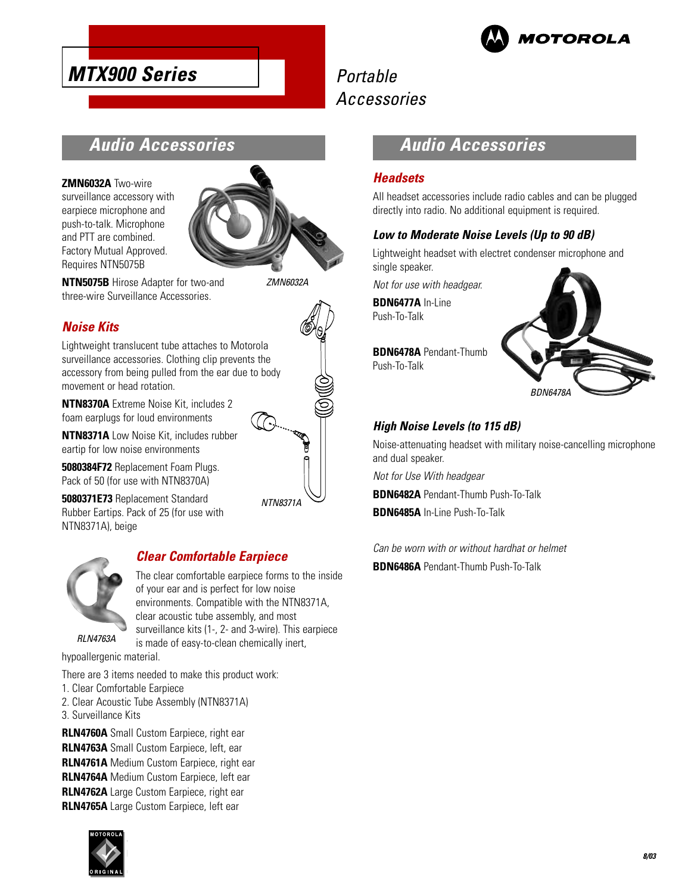# MTX900 Series

Portable Accessories

## Audio Accessories

**ZMN6032A** Two-wire surveillance accessory with earpiece microphone and push-to-talk. Microphone and PTT are combined. Factory Mutual Approved. Requires NTN5075B

*ZMN6032A*

**NTN5075B** Hirose Adapter for two-and three-wire Surveillance Accessories.

### Noise Kits

Lightweight translucent tube attaches to Motorola surveillance accessories. Clothing clip prevents the accessory from being pulled from the ear due to body movement or head rotation.

**NTN8370A** Extreme Noise Kit, includes 2 foam earplugs for loud environments

**NTN8371A** Low Noise Kit, includes rubber eartip for low noise environments

**5080384F72** Replacement Foam Plugs. Pack of 50 (for use with NTN8370A)

**5080371E73** Replacement Standard Rubber Eartips. Pack of 25 (for use with NTN8371A), beige

*NTN8371A*

### Clear Comfortable Earpiece

*RLN4763A*

The clear comfortable earpiece forms to the inside of your ear and is perfect for low noise environments. Compatible with the NTN8371A, clear acoustic tube assembly, and most surveillance kits (1-, 2- and 3-wire). This earpiece is made of easy-to-clean chemically inert, hypoallergenic material.

There are 3 items needed to make this product work:

1. Clear Comfortable Earpiece
2. Clear Acoustic Tube Assembly (NTN8371A)
3. Surveillance Kits

**RLN4760A** Small Custom Earpiece, right ear
**RLN4763A** Small Custom Earpiece, left, ear
**RLN4761A** Medium Custom Earpiece, right ear
**RLN4764A** Medium Custom Earpiece, left ear
**RLN4762A** Large Custom Earpiece, right ear
**RLN4765A** Large Custom Earpiece, left ear

## Audio Accessories

### Headsets

All headset accessories include radio cables and can be plugged directly into radio. No additional equipment is required.

#### Low to Moderate Noise Levels (Up to 90 dB)

Lightweight headset with electret condenser microphone and single speaker.

*Not for use with headgear.*

**BDN6477A** In-Line Push-To-Talk

**BDN6478A** Pendant-Thumb Push-To-Talk

*BDN6478A*

#### High Noise Levels (to 115 dB)

Noise-attenuating headset with military noise-cancelling microphone and dual speaker.

*Not for Use With headgear*

**BDN6482A** Pendant-Thumb Push-To-Talk

**BDN6485A** In-Line Push-To-Talk

*Can be worn with or without hardhat or helmet*

**BDN6486A** Pendant-Thumb Push-To-Talk

8/03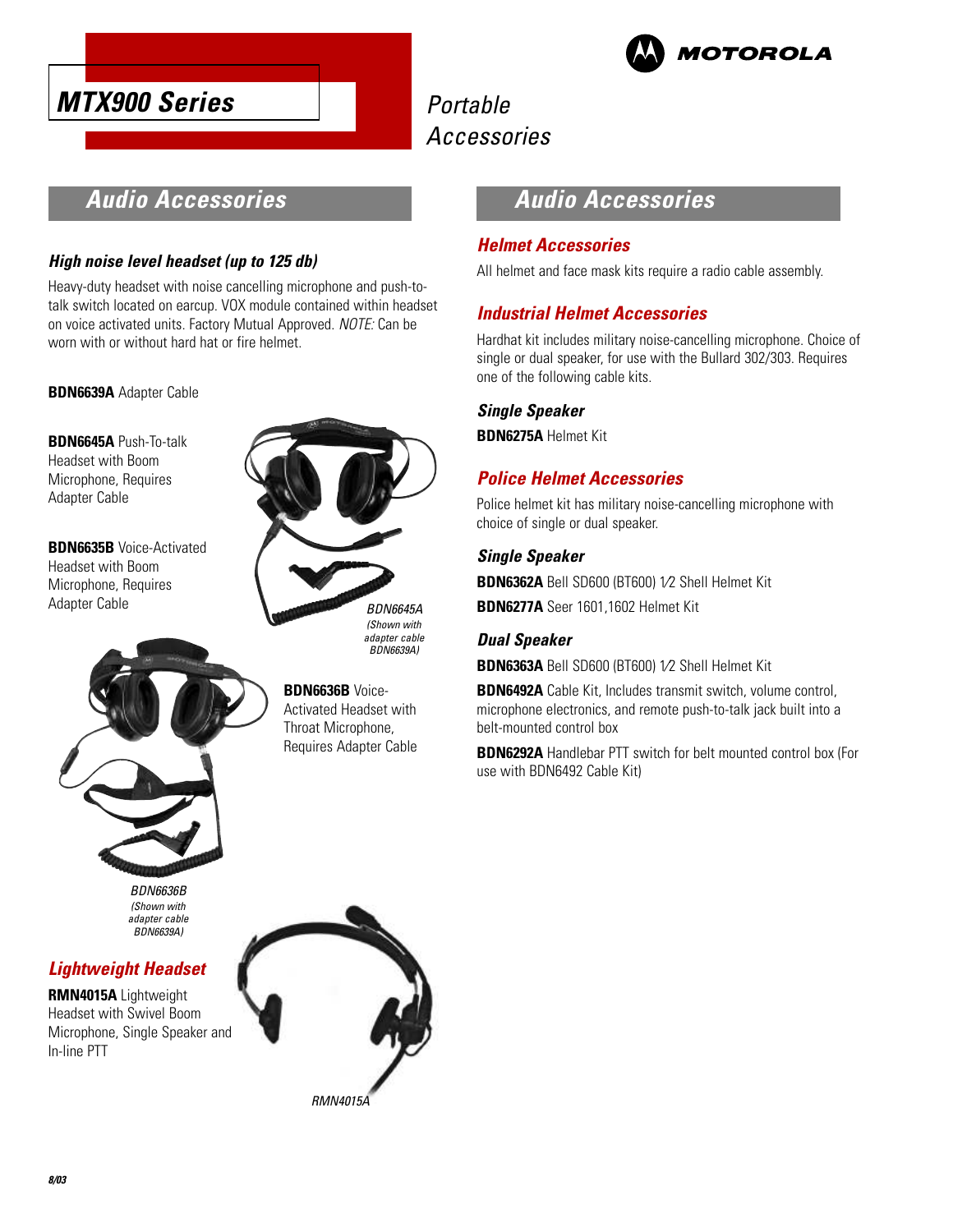# MTX900 Series

Portable Accessories

## Audio Accessories

### High noise level headset (up to 125 db)

Heavy-duty headset with noise cancelling microphone and push-to-talk switch located on earcup. VOX module contained within headset on voice activated units. Factory Mutual Approved. *NOTE:* Can be worn with or without hard hat or fire helmet.

**BDN6639A** Adapter Cable

**BDN6645A** Push-To-talk Headset with Boom Microphone, Requires Adapter Cable

**BDN6635B** Voice-Activated Headset with Boom Microphone, Requires Adapter Cable

*BDN6645A (Shown with adapter cable BDN6639A)*

**BDN6636B** Voice-Activated Headset with Throat Microphone, Requires Adapter Cable

*BDN6636B (Shown with adapter cable BDN6639A)*

### Lightweight Headset

**RMN4015A** Lightweight Headset with Swivel Boom Microphone, Single Speaker and In-line PTT

*RMN4015A*

## Audio Accessories

### Helmet Accessories

All helmet and face mask kits require a radio cable assembly.

### Industrial Helmet Accessories

Hardhat kit includes military noise-cancelling microphone. Choice of single or dual speaker, for use with the Bullard 302/303. Requires one of the following cable kits.

#### Single Speaker

**BDN6275A** Helmet Kit

### Police Helmet Accessories

Police helmet kit has military noise-cancelling microphone with choice of single or dual speaker.

#### Single Speaker

**BDN6362A** Bell SD600 (BT600) 1⁄2 Shell Helmet Kit

**BDN6277A** Seer 1601,1602 Helmet Kit

#### Dual Speaker

**BDN6363A** Bell SD600 (BT600) 1⁄2 Shell Helmet Kit

**BDN6492A** Cable Kit, Includes transmit switch, volume control, microphone electronics, and remote push-to-talk jack built into a belt-mounted control box

**BDN6292A** Handlebar PTT switch for belt mounted control box (For use with BDN6492 Cable Kit)

8/03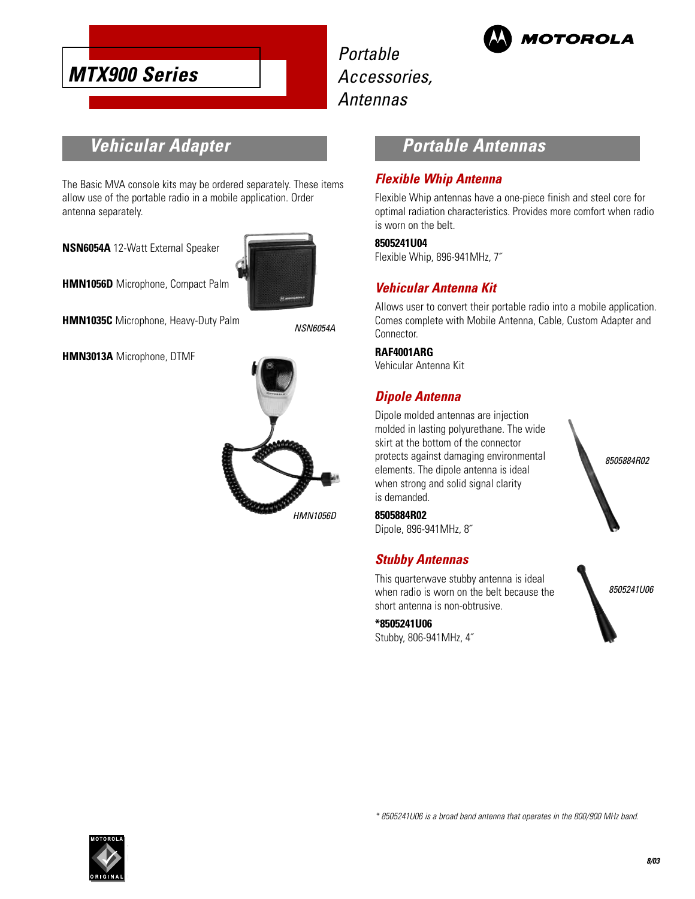# MTX900 Series

Portable Accessories, Antennas

## Vehicular Adapter

The Basic MVA console kits may be ordered separately. These items allow use of the portable radio in a mobile application. Order antenna separately.

**NSN6054A** 12-Watt External Speaker

**HMN1056D** Microphone, Compact Palm

**HMN1035C** Microphone, Heavy-Duty Palm

**HMN3013A** Microphone, DTMF

*NSN6054A*

*HMN1056D*

## Portable Antennas

### Flexible Whip Antenna

Flexible Whip antennas have a one-piece finish and steel core for optimal radiation characteristics. Provides more comfort when radio is worn on the belt.

**8505241U04**
Flexible Whip, 896-941MHz, 7˝

### Vehicular Antenna Kit

Allows user to convert their portable radio into a mobile application. Comes complete with Mobile Antenna, Cable, Custom Adapter and Connector.

**RAF4001ARG**
Vehicular Antenna Kit

### Dipole Antenna

Dipole molded antennas are injection molded in lasting polyurethane. The wide skirt at the bottom of the connector protects against damaging environmental elements. The dipole antenna is ideal when strong and solid signal clarity is demanded.

**8505884R02**
Dipole, 896-941MHz, 8˝

*8505884R02*

### Stubby Antennas

This quarterwave stubby antenna is ideal when radio is worn on the belt because the short antenna is non-obtrusive.

**\*8505241U06**
Stubby, 806-941MHz, 4˝

*8505241U06*

*\* 8505241U06 is a broad band antenna that operates in the 800/900 MHz band.*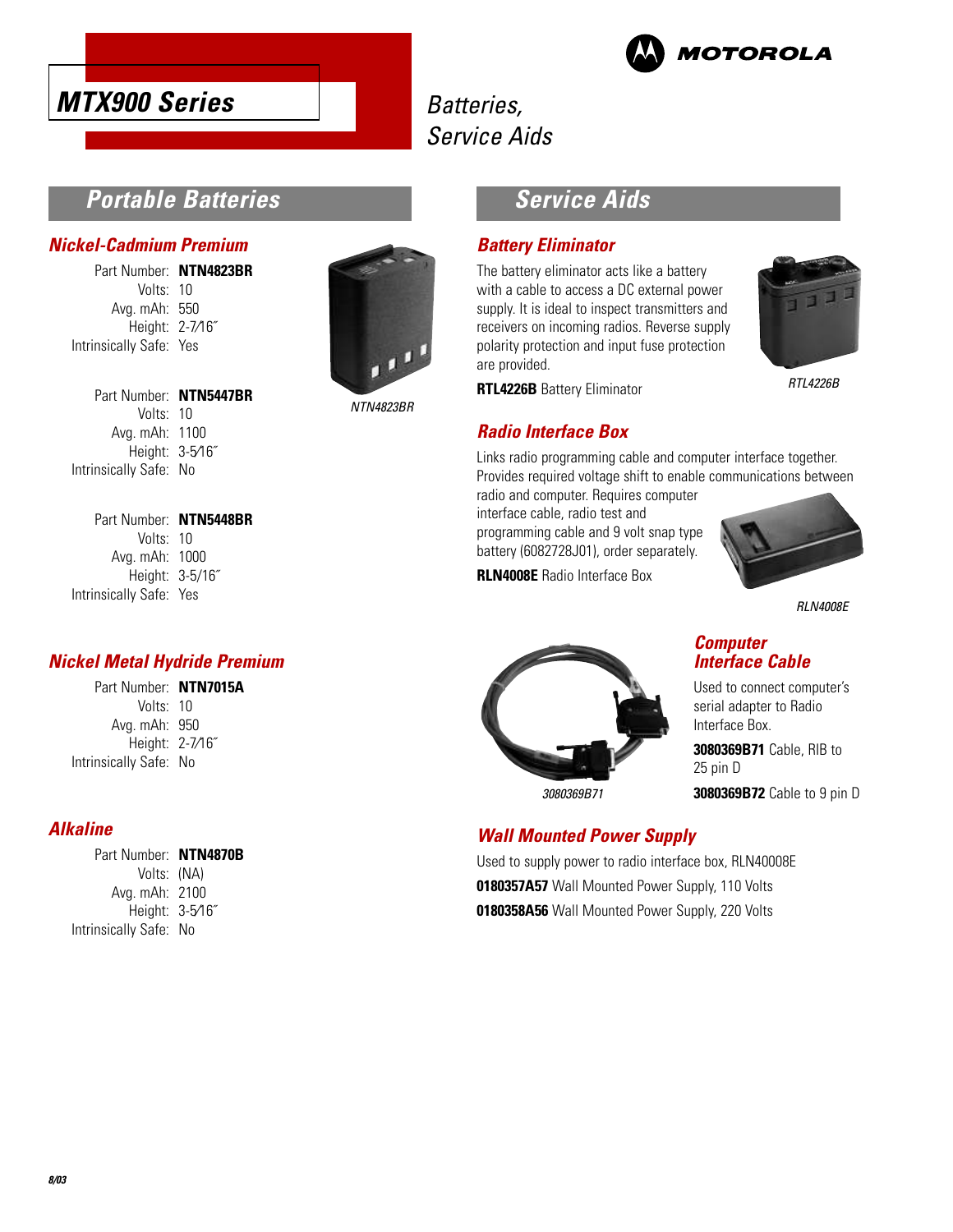# MTX900 Series

*Batteries, Service Aids*

## Portable Batteries

### Nickel-Cadmium Premium

Part Number: **NTN4823BR**
Volts: 10
Avg. mAh: 550
Height: 2-7⁄16˝
Intrinsically Safe: Yes

Part Number: **NTN5447BR**
Volts: 10
Avg. mAh: 1100
Height: 3-5⁄16˝
Intrinsically Safe: No

Part Number: **NTN5448BR**
Volts: 10
Avg. mAh: 1000
Height: 3-5/16˝
Intrinsically Safe: Yes

*NTN4823BR*

### Nickel Metal Hydride Premium

Part Number: **NTN7015A**
Volts: 10
Avg. mAh: 950
Height: 2-7⁄16˝
Intrinsically Safe: No

### Alkaline

Part Number: **NTN4870B**
Volts: (NA)
Avg. mAh: 2100
Height: 3-5⁄16˝
Intrinsically Safe: No

## Service Aids

### Battery Eliminator

The battery eliminator acts like a battery with a cable to access a DC external power supply. It is ideal to inspect transmitters and receivers on incoming radios. Reverse supply polarity protection and input fuse protection are provided.

**RTL4226B** Battery Eliminator

*RTL4226B*

### Radio Interface Box

Links radio programming cable and computer interface together. Provides required voltage shift to enable communications between radio and computer. Requires computer interface cable, radio test and programming cable and 9 volt snap type battery (6082728J01), order separately.

**RLN4008E** Radio Interface Box

*RLN4008E*

### Computer Interface Cable

Used to connect computer's serial adapter to Radio Interface Box.

**3080369B71** Cable, RIB to 25 pin D

**3080369B72** Cable to 9 pin D

*3080369B71*

### Wall Mounted Power Supply

Used to supply power to radio interface box, RLN40008E

**0180357A57** Wall Mounted Power Supply, 110 Volts

**0180358A56** Wall Mounted Power Supply, 220 Volts

8/03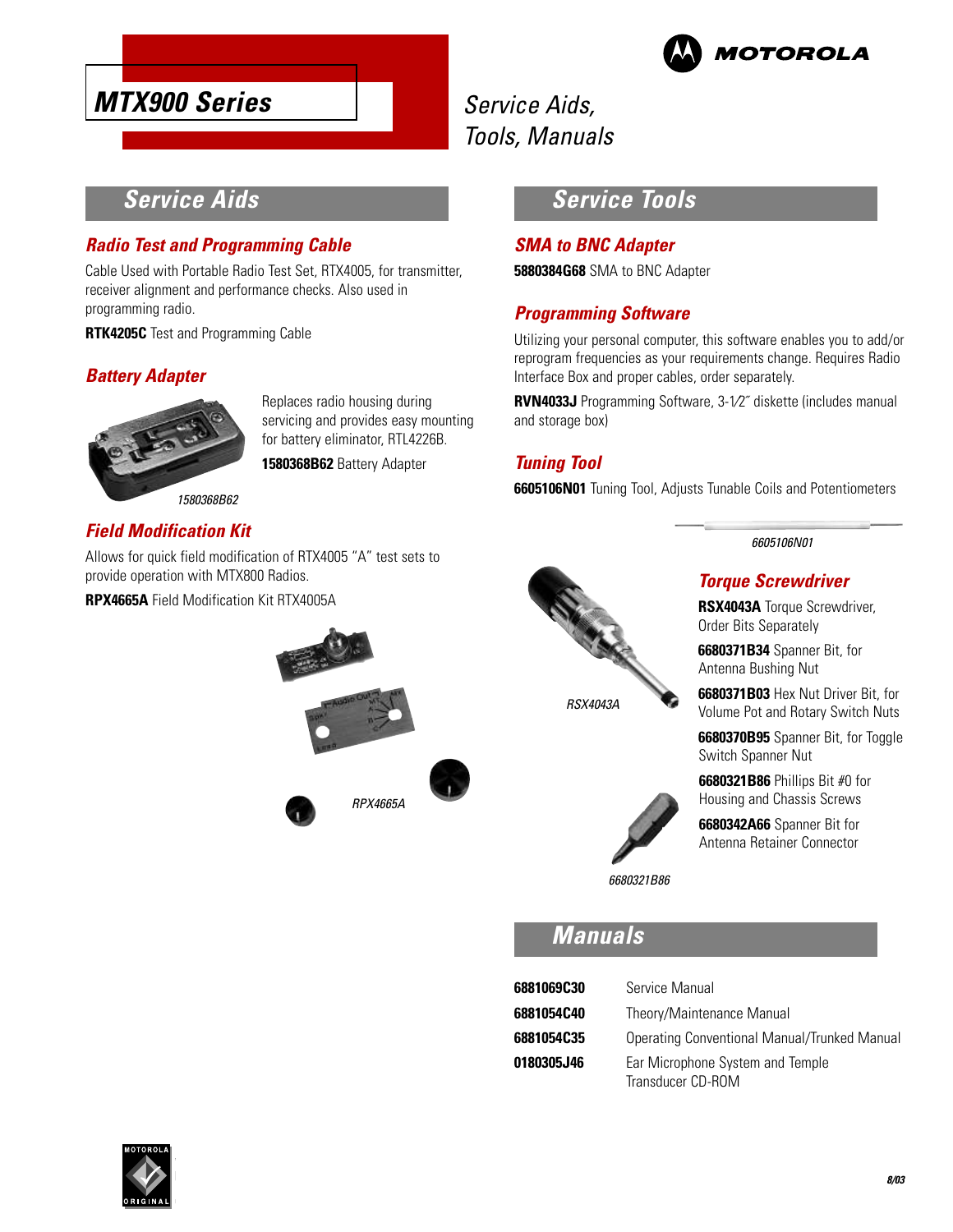# MTX900 Series

Service Aids, Tools, Manuals

## Service Aids

### Radio Test and Programming Cable

Cable Used with Portable Radio Test Set, RTX4005, for transmitter, receiver alignment and performance checks. Also used in programming radio.

**RTK4205C** Test and Programming Cable

### Battery Adapter

Replaces radio housing during servicing and provides easy mounting for battery eliminator, RTL4226B.

**1580368B62** Battery Adapter

1580368B62

### Field Modification Kit

Allows for quick field modification of RTX4005 "A" test sets to provide operation with MTX800 Radios.

**RPX4665A** Field Modification Kit RTX4005A

RPX4665A

## Service Tools

### SMA to BNC Adapter

**5880384G68** SMA to BNC Adapter

### Programming Software

Utilizing your personal computer, this software enables you to add/or reprogram frequencies as your requirements change. Requires Radio Interface Box and proper cables, order separately.

**RVN4033J** Programming Software, 3-1⁄2˝ diskette (includes manual and storage box)

### Tuning Tool

**6605106N01** Tuning Tool, Adjusts Tunable Coils and Potentiometers

6605106N01

### Torque Screwdriver

**RSX4043A** Torque Screwdriver, Order Bits Separately

**6680371B34** Spanner Bit, for Antenna Bushing Nut

**6680371B03** Hex Nut Driver Bit, for Volume Pot and Rotary Switch Nuts

**6680370B95** Spanner Bit, for Toggle Switch Spanner Nut

**6680321B86** Phillips Bit #0 for Housing and Chassis Screws

**6680342A66** Spanner Bit for Antenna Retainer Connector

RSX4043A

6680321B86

## Manuals

| | |
|---|---|
| **6881069C30** | Service Manual |
| **6881054C40** | Theory/Maintenance Manual |
| **6881054C35** | Operating Conventional Manual/Trunked Manual |
| **0180305J46** | Ear Microphone System and Temple Transducer CD-ROM |

8/03